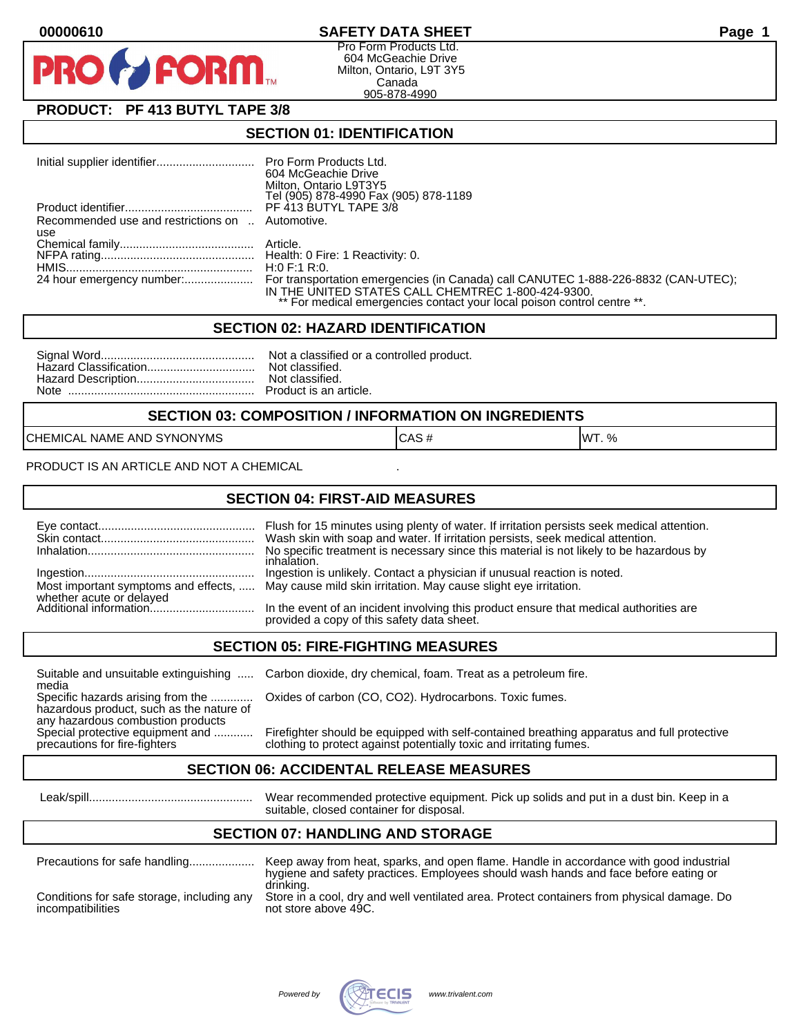00000610

# SAFETY DATA SHEET

Pro Form Products Ltd.
604 McGeachie Drive
Milton, Ontario, L9T 3Y5
Canada
905-878-4990

**PRODUCT: PF 413 BUTYL TAPE 3/8**

## SECTION 01: IDENTIFICATION

Initial supplier identifier.............................. Pro Form Products Ltd.
604 McGeachie Drive
Milton, Ontario L9T3Y5
Tel (905) 878-4990 Fax (905) 878-1189

Product identifier....................................... PF 413 BUTYL TAPE 3/8

Recommended use and restrictions on use .. Automotive.

Chemical family......................................... Article.

NFPA rating............................................... Health: 0 Fire: 1 Reactivity: 0.

HMIS......................................................... H:0 F:1 R:0.

24 hour emergency number:..................... For transportation emergencies (in Canada) call CANUTEC 1-888-226-8832 (CAN-UTEC); IN THE UNITED STATES CALL CHEMTREC 1-800-424-9300.
** For medical emergencies contact your local poison control centre **.

## SECTION 02: HAZARD IDENTIFICATION

Signal Word............................................... Not a classified or a controlled product.

Hazard Classification................................. Not classified.

Hazard Description.................................... Not classified.

Note ......................................................... Product is an article.

## SECTION 03: COMPOSITION / INFORMATION ON INGREDIENTS

| CHEMICAL NAME AND SYNONYMS | CAS # | WT. % |
|---|---|---|

PRODUCT IS AN ARTICLE AND NOT A CHEMICAL .

## SECTION 04: FIRST-AID MEASURES

Eye contact................................................ Flush for 15 minutes using plenty of water. If irritation persists seek medical attention.

Skin contact............................................... Wash skin with soap and water. If irritation persists, seek medical attention.

Inhalation.................................................. No specific treatment is necessary since this material is not likely to be hazardous by inhalation.

Ingestion................................................... Ingestion is unlikely. Contact a physician if unusual reaction is noted.

Most important symptoms and effects, whether acute or delayed ..... May cause mild skin irritation. May cause slight eye irritation.

Additional information............................... In the event of an incident involving this product ensure that medical authorities are provided a copy of this safety data sheet.

## SECTION 05: FIRE-FIGHTING MEASURES

Suitable and unsuitable extinguishing media ..... Carbon dioxide, dry chemical, foam. Treat as a petroleum fire.

Specific hazards arising from the hazardous product, such as the nature of any hazardous combustion products ............ Oxides of carbon (CO, CO2). Hydrocarbons. Toxic fumes.

Special protective equipment and precautions for fire-fighters ........... Firefighter should be equipped with self-contained breathing apparatus and full protective clothing to protect against potentially toxic and irritating fumes.

## SECTION 06: ACCIDENTAL RELEASE MEASURES

Leak/spill.................................................. Wear recommended protective equipment. Pick up solids and put in a dust bin. Keep in a suitable, closed container for disposal.

## SECTION 07: HANDLING AND STORAGE

Precautions for safe handling.................... Keep away from heat, sparks, and open flame. Handle in accordance with good industrial hygiene and safety practices. Employees should wash hands and face before eating or drinking.

Conditions for safe storage, including any incompatibilities Store in a cool, dry and well ventilated area. Protect containers from physical damage. Do not store above 49C.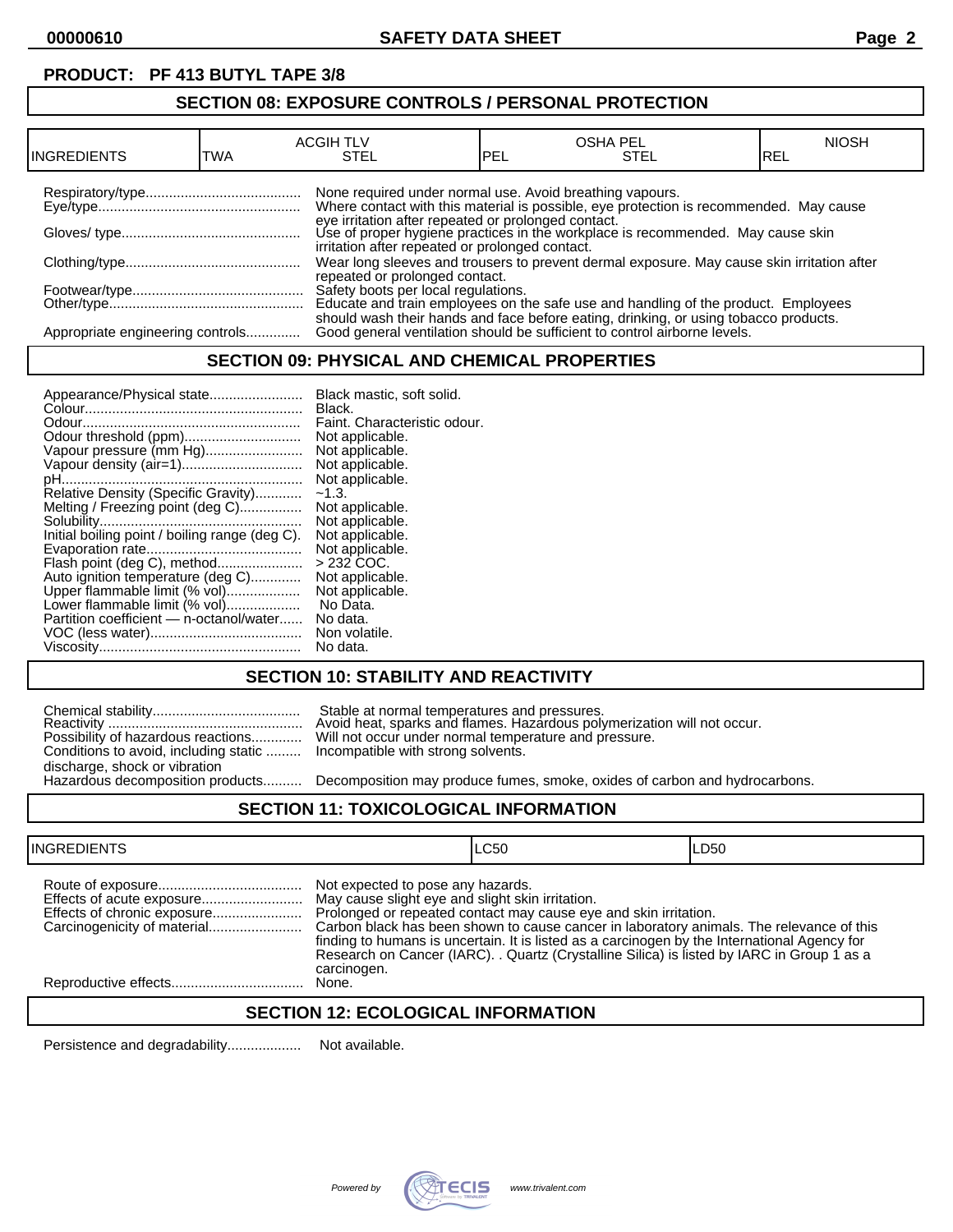**PRODUCT: PF 413 BUTYL TAPE 3/8**

## SECTION 08: EXPOSURE CONTROLS / PERSONAL PROTECTION

| INGREDIENTS | ACGIH TLV | | OSHA PEL | | NIOSH |
|---|---|---|---|---|---|
| | TWA | STEL | PEL | STEL | REL |

| | |
|---|---|
| Respiratory/type | None required under normal use. Avoid breathing vapours. |
| Eye/type | Where contact with this material is possible, eye protection is recommended. May cause eye irritation after repeated or prolonged contact. |
| Gloves/ type | Use of proper hygiene practices in the workplace is recommended. May cause skin irritation after repeated or prolonged contact. |
| Clothing/type | Wear long sleeves and trousers to prevent dermal exposure. May cause skin irritation after repeated or prolonged contact. |
| Footwear/type | Safety boots per local regulations. |
| Other/type | Educate and train employees on the safe use and handling of the product. Employees should wash their hands and face before eating, drinking, or using tobacco products. |
| Appropriate engineering controls | Good general ventilation should be sufficient to control airborne levels. |

## SECTION 09: PHYSICAL AND CHEMICAL PROPERTIES

| | |
|---|---|
| Appearance/Physical state | Black mastic, soft solid. |
| Colour | Black. |
| Odour | Faint. Characteristic odour. |
| Odour threshold (ppm) | Not applicable. |
| Vapour pressure (mm Hg) | Not applicable. |
| Vapour density (air=1) | Not applicable. |
| pH | Not applicable. |
| Relative Density (Specific Gravity) | ~1.3. |
| Melting / Freezing point (deg C) | Not applicable. |
| Solubility | Not applicable. |
| Initial boiling point / boiling range (deg C). | Not applicable. |
| Evaporation rate | Not applicable. |
| Flash point (deg C), method | > 232 COC. |
| Auto ignition temperature (deg C) | Not applicable. |
| Upper flammable limit (% vol) | Not applicable. |
| Lower flammable limit (% vol) | No Data. |
| Partition coefficient — n-octanol/water | No data. |
| VOC (less water) | Non volatile. |
| Viscosity | No data. |

## SECTION 10: STABILITY AND REACTIVITY

| | |
|---|---|
| Chemical stability | Stable at normal temperatures and pressures. |
| Reactivity | Avoid heat, sparks and flames. Hazardous polymerization will not occur. |
| Possibility of hazardous reactions | Will not occur under normal temperature and pressure. |
| Conditions to avoid, including static discharge, shock or vibration | Incompatible with strong solvents. |
| Hazardous decomposition products | Decomposition may produce fumes, smoke, oxides of carbon and hydrocarbons. |

## SECTION 11: TOXICOLOGICAL INFORMATION

| INGREDIENTS | LC50 | LD50 |
|---|---|---|

| | |
|---|---|
| Route of exposure | Not expected to pose any hazards. |
| Effects of acute exposure | May cause slight eye and slight skin irritation. |
| Effects of chronic exposure | Prolonged or repeated contact may cause eye and skin irritation. |
| Carcinogenicity of material | Carbon black has been shown to cause cancer in laboratory animals. The relevance of this finding to humans is uncertain. It is listed as a carcinogen by the International Agency for Research on Cancer (IARC). . Quartz (Crystalline Silica) is listed by IARC in Group 1 as a carcinogen. |
| Reproductive effects | None. |

## SECTION 12: ECOLOGICAL INFORMATION

| | |
|---|---|
| Persistence and degradability | Not available. |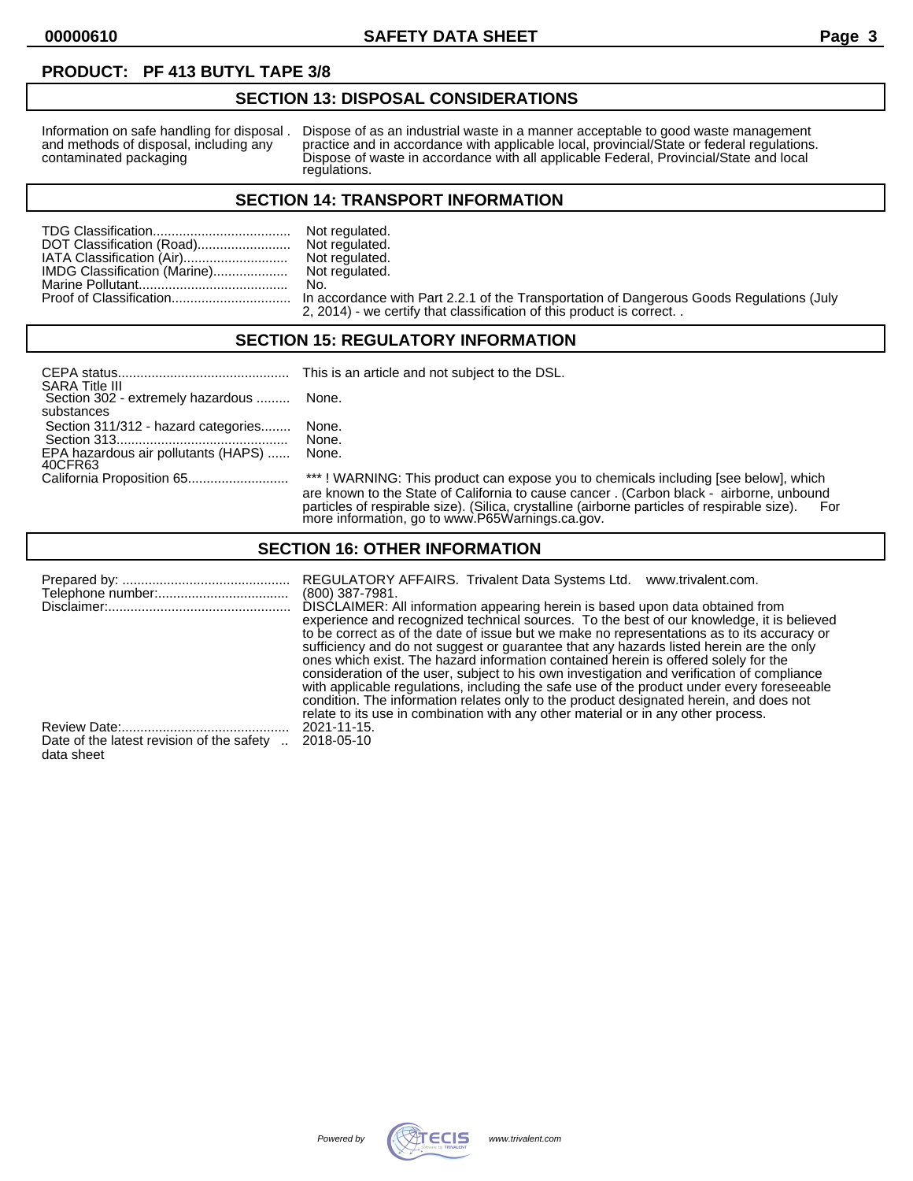**PRODUCT: PF 413 BUTYL TAPE 3/8**

## SECTION 13: DISPOSAL CONSIDERATIONS

| | |
|---|---|
| Information on safe handling for disposal and methods of disposal, including any contaminated packaging | Dispose of as an industrial waste in a manner acceptable to good waste management practice and in accordance with applicable local, provincial/State or federal regulations. Dispose of waste in accordance with all applicable Federal, Provincial/State and local regulations. |

## SECTION 14: TRANSPORT INFORMATION

| | |
|---|---|
| TDG Classification | Not regulated. |
| DOT Classification (Road) | Not regulated. |
| IATA Classification (Air) | Not regulated. |
| IMDG Classification (Marine) | Not regulated. |
| Marine Pollutant | No. |
| Proof of Classification | In accordance with Part 2.2.1 of the Transportation of Dangerous Goods Regulations (July 2, 2014) - we certify that classification of this product is correct. . |

## SECTION 15: REGULATORY INFORMATION

| | |
|---|---|
| CEPA status | This is an article and not subject to the DSL. |
| SARA Title III | |
| Section 302 - extremely hazardous substances | None. |
| Section 311/312 - hazard categories | None. |
| Section 313 | None. |
| EPA hazardous air pollutants (HAPS) 40CFR63 | None. |
| California Proposition 65 | *** ! WARNING: This product can expose you to chemicals including [see below], which are known to the State of California to cause cancer . (Carbon black - airborne, unbound particles of respirable size). (Silica, crystalline (airborne particles of respirable size). For more information, go to www.P65Warnings.ca.gov. |

## SECTION 16: OTHER INFORMATION

| | |
|---|---|
| Prepared by: | REGULATORY AFFAIRS. Trivalent Data Systems Ltd. www.trivalent.com. |
| Telephone number: | (800) 387-7981. |
| Disclaimer: | DISCLAIMER: All information appearing herein is based upon data obtained from experience and recognized technical sources. To the best of our knowledge, it is believed to be correct as of the date of issue but we make no representations as to its accuracy or sufficiency and do not suggest or guarantee that any hazards listed herein are the only ones which exist. The hazard information contained herein is offered solely for the consideration of the user, subject to his own investigation and verification of compliance with applicable regulations, including the safe use of the product under every foreseeable condition. The information relates only to the product designated herein, and does not relate to its use in combination with any other material or in any other process. |
| Review Date: | 2021-11-15. |
| Date of the latest revision of the safety data sheet | 2018-05-10 |